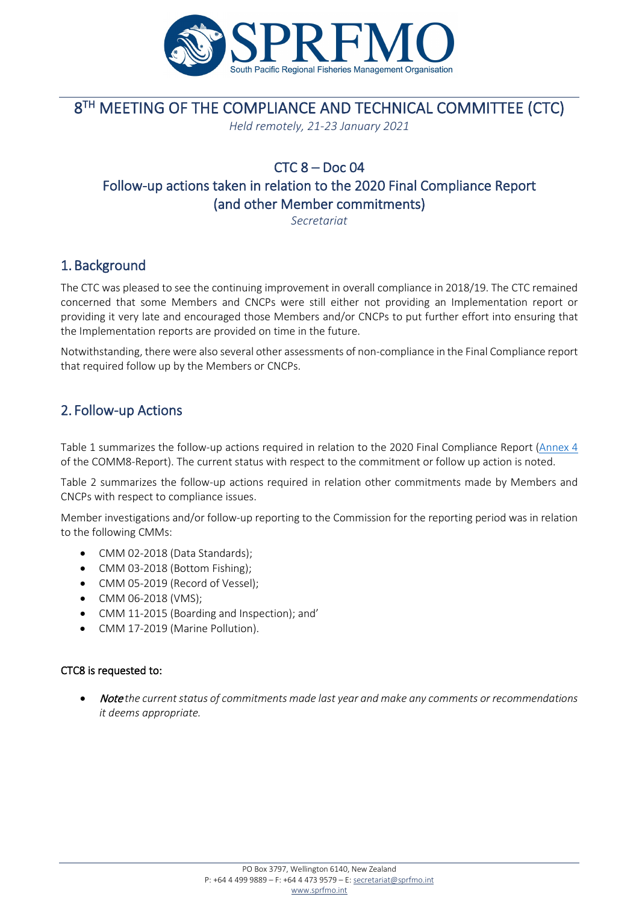# 8[TH] MEETING OF THE COMPLIANCE AND TECHNICAL COMMITTEE (CTC)

*Held remotely, 21-23 January 2021*

## CTC 8 – Doc 04
## Follow-up actions taken in relation to the 2020 Final Compliance Report (and other Member commitments)

*Secretariat*

## 1. Background

The CTC was pleased to see the continuing improvement in overall compliance in 2018/19. The CTC remained concerned that some Members and CNCPs were still either not providing an Implementation report or providing it very late and encouraged those Members and/or CNCPs to put further effort into ensuring that the Implementation reports are provided on time in the future.

Notwithstanding, there were also several other assessments of non-compliance in the Final Compliance report that required follow up by the Members or CNCPs.

## 2. Follow-up Actions

Table 1 summarizes the follow-up actions required in relation to the 2020 Final Compliance Report (Annex 4 of the COMM8-Report). The current status with respect to the commitment or follow up action is noted.

Table 2 summarizes the follow-up actions required in relation other commitments made by Members and CNCPs with respect to compliance issues.

Member investigations and/or follow-up reporting to the Commission for the reporting period was in relation to the following CMMs:

- CMM 02-2018 (Data Standards);
- CMM 03-2018 (Bottom Fishing);
- CMM 05-2019 (Record of Vessel);
- CMM 06-2018 (VMS);
- CMM 11-2015 (Boarding and Inspection); and'
- CMM 17-2019 (Marine Pollution).

**CTC8 is requested to:**

- ***Note*** *the current status of commitments made last year and make any comments or recommendations it deems appropriate.*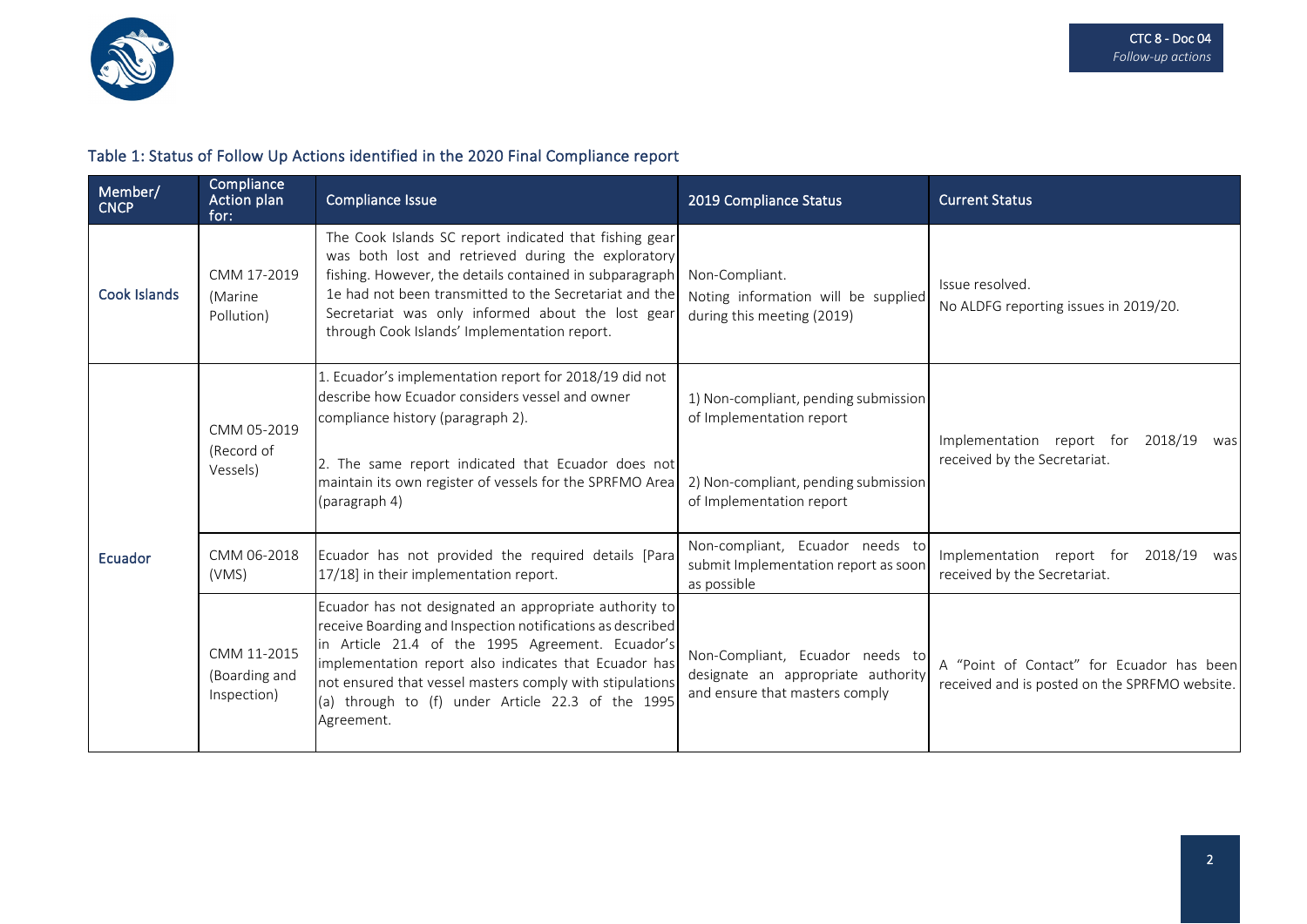## Table 1: Status of Follow Up Actions identified in the 2020 Final Compliance report

| Member/ CNCP | Compliance Action plan for: | Compliance Issue | 2019 Compliance Status | Current Status |
|---|---|---|---|---|
| Cook Islands | CMM 17-2019 (Marine Pollution) | The Cook Islands SC report indicated that fishing gear was both lost and retrieved during the exploratory fishing. However, the details contained in subparagraph 1e had not been transmitted to the Secretariat and the Secretariat was only informed about the lost gear through Cook Islands' Implementation report. | Non-Compliant.<br>Noting information will be supplied during this meeting (2019) | Issue resolved.<br>No ALDFG reporting issues in 2019/20. |
| Ecuador | CMM 05-2019 (Record of Vessels) | 1. Ecuador's implementation report for 2018/19 did not describe how Ecuador considers vessel and owner compliance history (paragraph 2).<br><br>2. The same report indicated that Ecuador does not maintain its own register of vessels for the SPRFMO Area (paragraph 4) | 1) Non-compliant, pending submission of Implementation report<br><br>2) Non-compliant, pending submission of Implementation report | Implementation report for 2018/19 was received by the Secretariat. |
| | CMM 06-2018 (VMS) | Ecuador has not provided the required details [Para 17/18] in their implementation report. | Non-compliant, Ecuador needs to submit Implementation report as soon as possible | Implementation report for 2018/19 was received by the Secretariat. |
| | CMM 11-2015 (Boarding and Inspection) | Ecuador has not designated an appropriate authority to receive Boarding and Inspection notifications as described in Article 21.4 of the 1995 Agreement. Ecuador's implementation report also indicates that Ecuador has not ensured that vessel masters comply with stipulations (a) through to (f) under Article 22.3 of the 1995 Agreement. | Non-Compliant, Ecuador needs to designate an appropriate authority and ensure that masters comply | A "Point of Contact" for Ecuador has been received and is posted on the SPRFMO website. |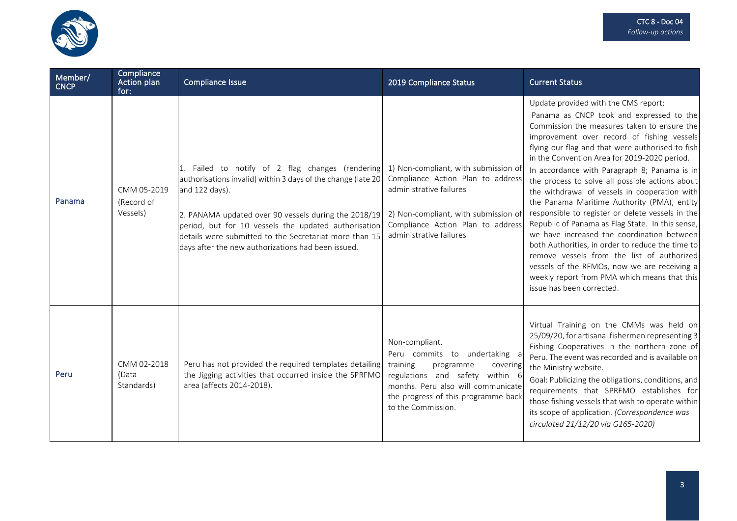| Member/ CNCP | Compliance Action plan for: | Compliance Issue | 2019 Compliance Status | Current Status |
|---|---|---|---|---|
| Panama | CMM 05-2019 (Record of Vessels) | 1. Failed to notify of 2 flag changes (rendering authorisations invalid) within 3 days of the change (late 20 and 122 days).<br><br>2. PANAMA updated over 90 vessels during the 2018/19 period, but for 10 vessels the updated authorisation details were submitted to the Secretariat more than 15 days after the new authorizations had been issued. | 1) Non-compliant, with submission of Compliance Action Plan to address administrative failures<br><br>2) Non-compliant, with submission of Compliance Action Plan to address administrative failures | Update provided with the CMS report:<br>Panama as CNCP took and expressed to the Commission the measures taken to ensure the improvement over record of fishing vessels flying our flag and that were authorised to fish in the Convention Area for 2019-2020 period.<br>In accordance with Paragraph 8; Panama is in the process to solve all possible actions about the withdrawal of vessels in cooperation with the Panama Maritime Authority (PMA), entity responsible to register or delete vessels in the Republic of Panama as Flag State. In this sense, we have increased the coordination between both Authorities, in order to reduce the time to remove vessels from the list of authorized vessels of the RFMOs, now we are receiving a weekly report from PMA which means that this issue has been corrected. |
| Peru | CMM 02-2018 (Data Standards) | Peru has not provided the required templates detailing the Jigging activities that occurred inside the SPRFMO area (affects 2014-2018). | Non-compliant.<br>Peru commits to undertaking a training programme covering regulations and safety within 6 months. Peru also will communicate the progress of this programme back to the Commission. | Virtual Training on the CMMs was held on 25/09/20, for artisanal fishermen representing 3 Fishing Cooperatives in the northern zone of Peru. The event was recorded and is available on the Ministry website.<br>Goal: Publicizing the obligations, conditions, and requirements that SPRFMO establishes for those fishing vessels that wish to operate within its scope of application. *(Correspondence was circulated 21/12/20 via G165-2020)* |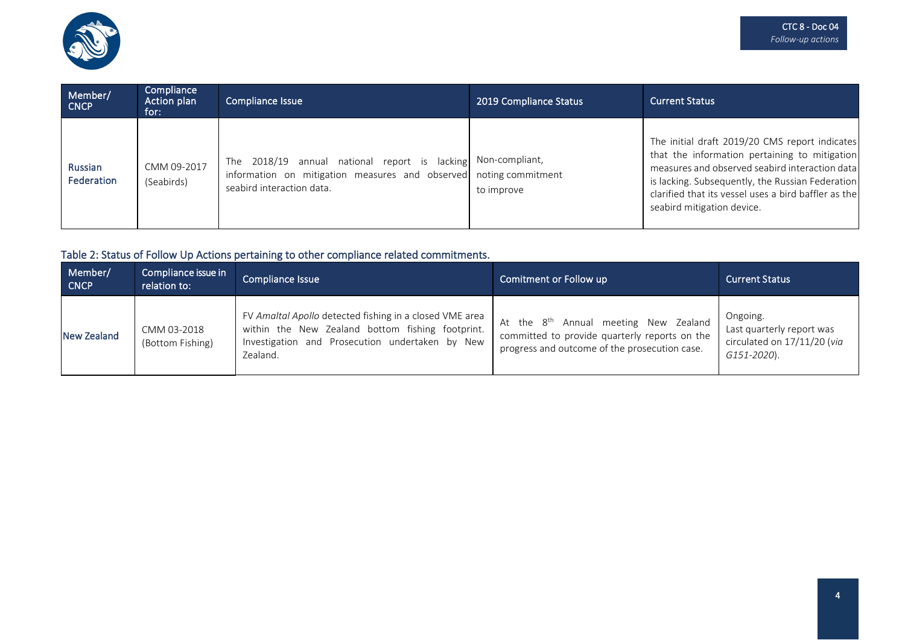| Member/ CNCP | Compliance Action plan for: | Compliance Issue | 2019 Compliance Status | Current Status |
|---|---|---|---|---|
| Russian Federation | CMM 09-2017 (Seabirds) | The 2018/19 annual national report is lacking information on mitigation measures and observed seabird interaction data. | Non-compliant, noting commitment to improve | The initial draft 2019/20 CMS report indicates that the information pertaining to mitigation measures and observed seabird interaction data is lacking. Subsequently, the Russian Federation clarified that its vessel uses a bird baffler as the seabird mitigation device. |

## Table 2: Status of Follow Up Actions pertaining to other compliance related commitments.

| Member/ CNCP | Compliance issue in relation to: | Compliance Issue | Comitment or Follow up | Current Status |
|---|---|---|---|---|
| New Zealand | CMM 03-2018 (Bottom Fishing) | FV *Amaltal Apollo* detected fishing in a closed VME area within the New Zealand bottom fishing footprint. Investigation and Prosecution undertaken by New Zealand. | At the 8th Annual meeting New Zealand committed to provide quarterly reports on the progress and outcome of the prosecution case. | Ongoing. Last quarterly report was circulated on 17/11/20 (*via G151-2020*). |